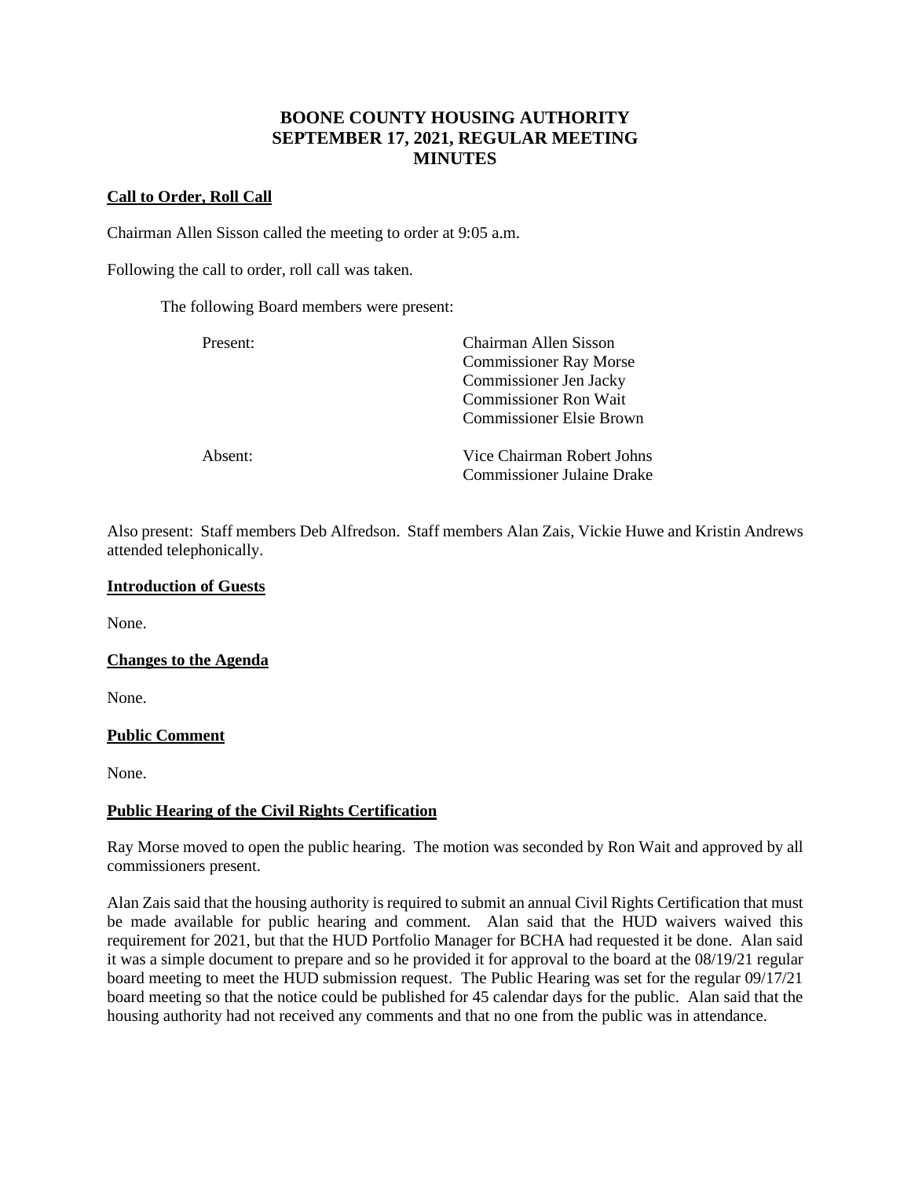# BOONE COUNTY HOUSING AUTHORITY
# SEPTEMBER 17, 2021, REGULAR MEETING
# MINUTES

**Call to Order, Roll Call**

Chairman Allen Sisson called the meeting to order at 9:05 a.m.

Following the call to order, roll call was taken.

The following Board members were present:

| | |
|---|---|
| Present: | Chairman Allen Sisson<br>Commissioner Ray Morse<br>Commissioner Jen Jacky<br>Commissioner Ron Wait<br>Commissioner Elsie Brown |
| Absent: | Vice Chairman Robert Johns<br>Commissioner Julaine Drake |

Also present: Staff members Deb Alfredson. Staff members Alan Zais, Vickie Huwe and Kristin Andrews attended telephonically.

**Introduction of Guests**

None.

**Changes to the Agenda**

None.

**Public Comment**

None.

**Public Hearing of the Civil Rights Certification**

Ray Morse moved to open the public hearing. The motion was seconded by Ron Wait and approved by all commissioners present.

Alan Zais said that the housing authority is required to submit an annual Civil Rights Certification that must be made available for public hearing and comment. Alan said that the HUD waivers waived this requirement for 2021, but that the HUD Portfolio Manager for BCHA had requested it be done. Alan said it was a simple document to prepare and so he provided it for approval to the board at the 08/19/21 regular board meeting to meet the HUD submission request. The Public Hearing was set for the regular 09/17/21 board meeting so that the notice could be published for 45 calendar days for the public. Alan said that the housing authority had not received any comments and that no one from the public was in attendance.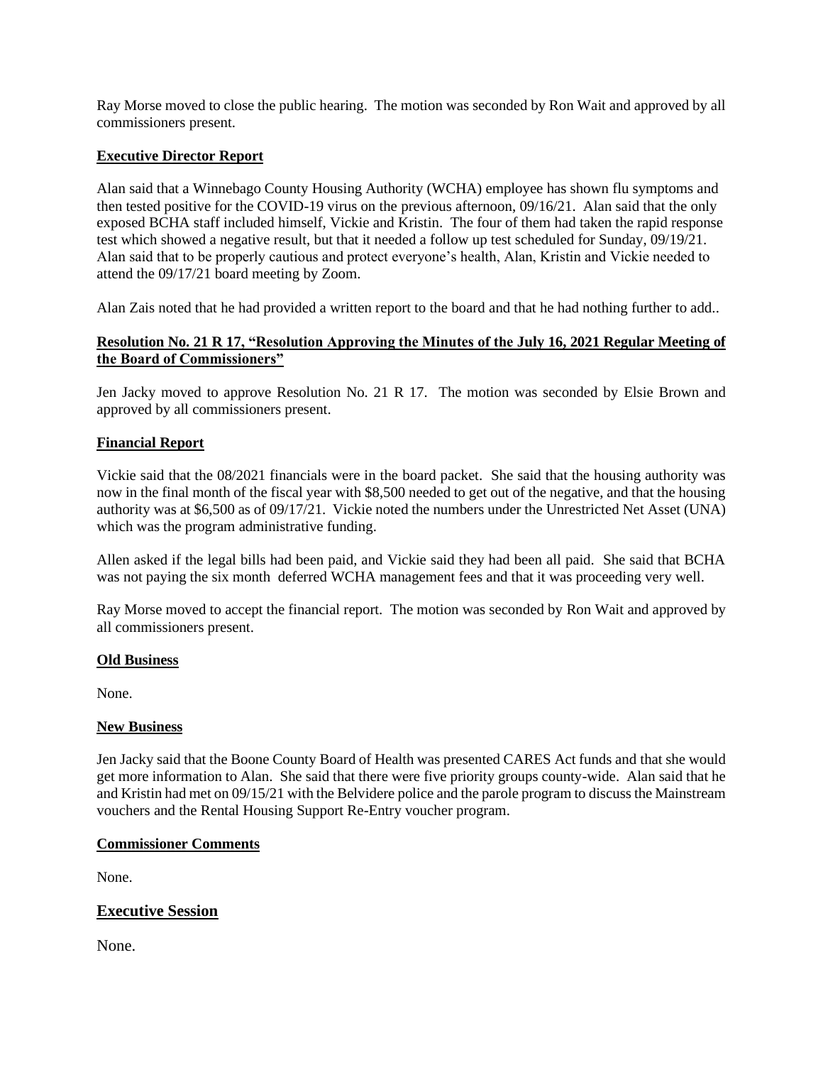Ray Morse moved to close the public hearing. The motion was seconded by Ron Wait and approved by all commissioners present.

## Executive Director Report

Alan said that a Winnebago County Housing Authority (WCHA) employee has shown flu symptoms and then tested positive for the COVID-19 virus on the previous afternoon, 09/16/21. Alan said that the only exposed BCHA staff included himself, Vickie and Kristin. The four of them had taken the rapid response test which showed a negative result, but that it needed a follow up test scheduled for Sunday, 09/19/21. Alan said that to be properly cautious and protect everyone's health, Alan, Kristin and Vickie needed to attend the 09/17/21 board meeting by Zoom.

Alan Zais noted that he had provided a written report to the board and that he had nothing further to add..

## Resolution No. 21 R 17, "Resolution Approving the Minutes of the July 16, 2021 Regular Meeting of the Board of Commissioners"

Jen Jacky moved to approve Resolution No. 21 R 17. The motion was seconded by Elsie Brown and approved by all commissioners present.

## Financial Report

Vickie said that the 08/2021 financials were in the board packet. She said that the housing authority was now in the final month of the fiscal year with $8,500 needed to get out of the negative, and that the housing authority was at $6,500 as of 09/17/21. Vickie noted the numbers under the Unrestricted Net Asset (UNA) which was the program administrative funding.

Allen asked if the legal bills had been paid, and Vickie said they had been all paid. She said that BCHA was not paying the six month deferred WCHA management fees and that it was proceeding very well.

Ray Morse moved to accept the financial report. The motion was seconded by Ron Wait and approved by all commissioners present.

## Old Business

None.

## New Business

Jen Jacky said that the Boone County Board of Health was presented CARES Act funds and that she would get more information to Alan. She said that there were five priority groups county-wide. Alan said that he and Kristin had met on 09/15/21 with the Belvidere police and the parole program to discuss the Mainstream vouchers and the Rental Housing Support Re-Entry voucher program.

## Commissioner Comments

None.

## Executive Session

None.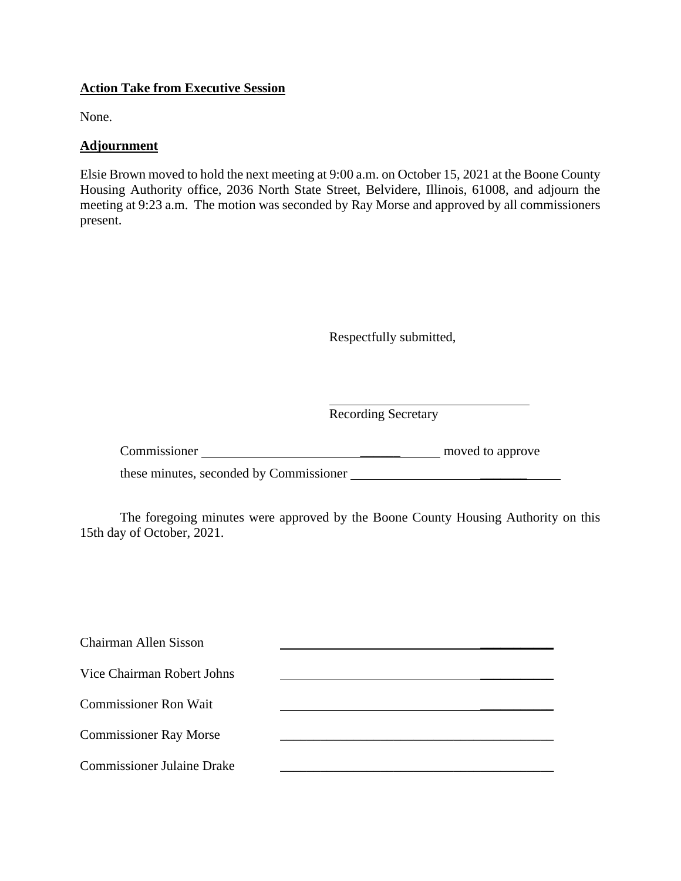**Action Take from Executive Session**

None.

**Adjournment**

Elsie Brown moved to hold the next meeting at 9:00 a.m. on October 15, 2021 at the Boone County Housing Authority office, 2036 North State Street, Belvidere, Illinois, 61008, and adjourn the meeting at 9:23 a.m. The motion was seconded by Ray Morse and approved by all commissioners present.

Respectfully submitted,

\_\_\_\_\_\_\_\_\_\_\_\_\_\_\_\_\_\_\_\_\_\_\_\_\_\_\_\_\_\_

Recording Secretary

Commissioner \_\_\_\_\_\_\_\_\_\_\_\_\_\_\_\_\_\_\_\_\_\_\_\_\_\_\_\_\_\_\_ moved to approve these minutes, seconded by Commissioner \_\_\_\_\_\_\_\_\_\_\_\_\_\_\_\_\_\_\_\_\_\_\_\_\_\_\_\_

The foregoing minutes were approved by the Boone County Housing Authority on this 15th day of October, 2021.

Chairman Allen Sisson \_\_\_\_\_\_\_\_\_\_\_\_\_\_\_\_\_\_\_\_\_\_\_\_\_\_\_\_\_\_\_\_\_\_\_\_\_\_\_\_

Vice Chairman Robert Johns \_\_\_\_\_\_\_\_\_\_\_\_\_\_\_\_\_\_\_\_\_\_\_\_\_\_\_\_\_\_\_\_\_\_\_\_\_\_\_\_

Commissioner Ron Wait \_\_\_\_\_\_\_\_\_\_\_\_\_\_\_\_\_\_\_\_\_\_\_\_\_\_\_\_\_\_\_\_\_\_\_\_\_\_\_\_

Commissioner Ray Morse \_\_\_\_\_\_\_\_\_\_\_\_\_\_\_\_\_\_\_\_\_\_\_\_\_\_\_\_\_\_\_\_\_\_\_\_\_\_\_\_

Commissioner Julaine Drake \_\_\_\_\_\_\_\_\_\_\_\_\_\_\_\_\_\_\_\_\_\_\_\_\_\_\_\_\_\_\_\_\_\_\_\_\_\_\_\_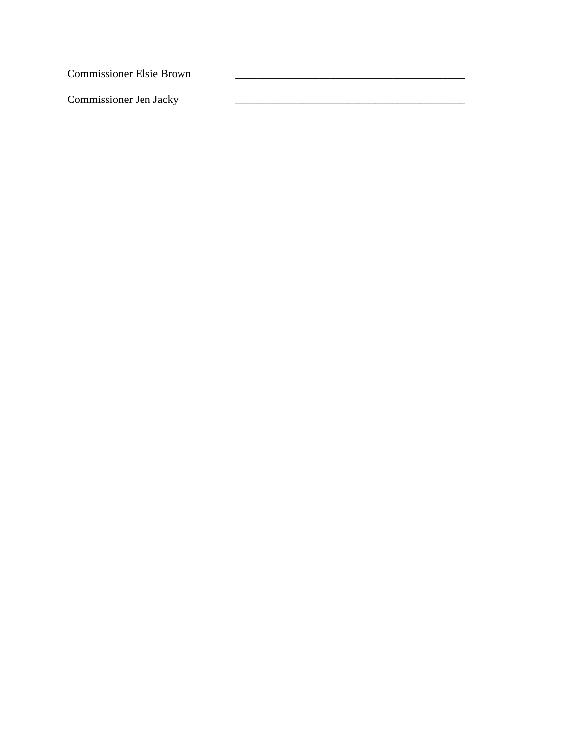Commissioner Elsie Brown ___________________________________________

Commissioner Jen Jacky ___________________________________________